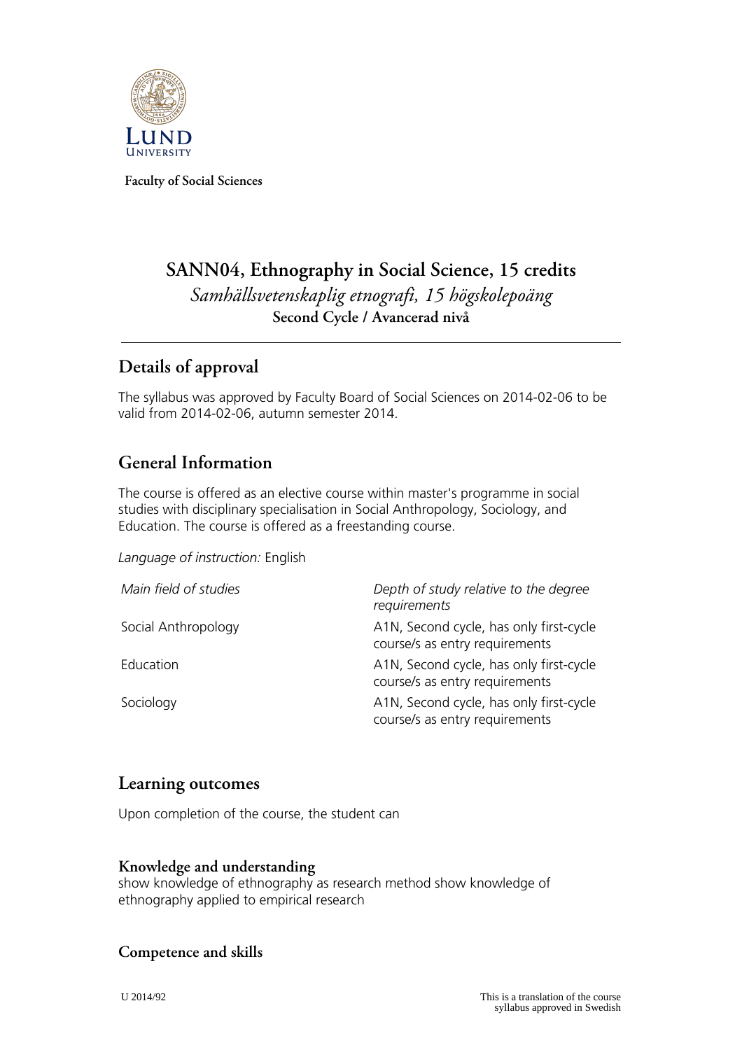Faculty of Social Sciences

# SANN04, Ethnography in Social Science, 15 credits

*Samhällsvetenskaplig etnografi, 15 högskolepoäng*

**Second Cycle / Avancerad nivå**

## Details of approval

The syllabus was approved by Faculty Board of Social Sciences on 2014-02-06 to be valid from 2014-02-06, autumn semester 2014.

## General Information

The course is offered as an elective course within master's programme in social studies with disciplinary specialisation in Social Anthropology, Sociology, and Education. The course is offered as a freestanding course.

*Language of instruction:* English

| *Main field of studies* | *Depth of study relative to the degree requirements* |
|---|---|
| Social Anthropology | A1N, Second cycle, has only first-cycle course/s as entry requirements |
| Education | A1N, Second cycle, has only first-cycle course/s as entry requirements |
| Sociology | A1N, Second cycle, has only first-cycle course/s as entry requirements |

## Learning outcomes

Upon completion of the course, the student can

### Knowledge and understanding

show knowledge of ethnography as research method show knowledge of ethnography applied to empirical research

### Competence and skills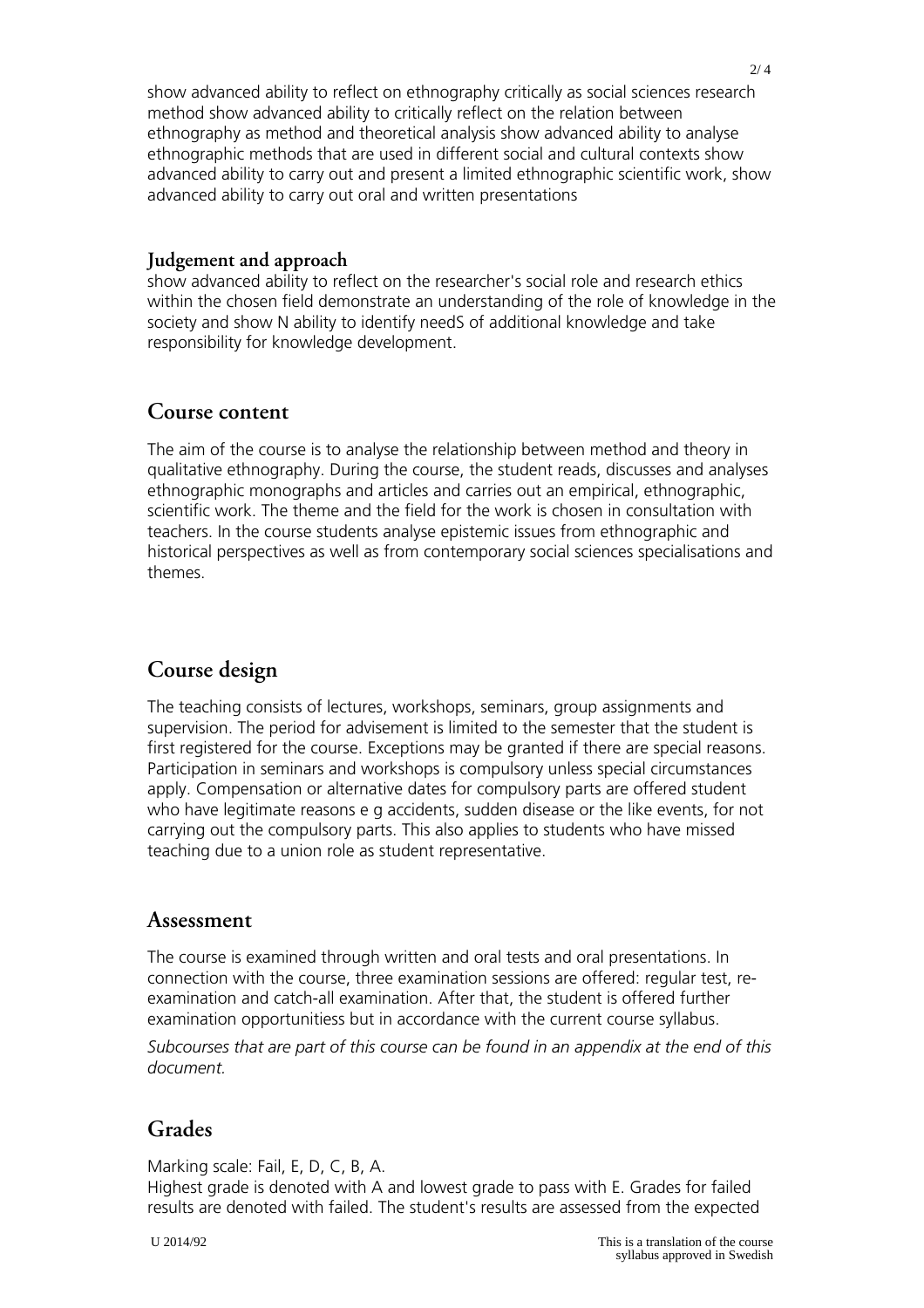show advanced ability to reflect on ethnography critically as social sciences research method show advanced ability to critically reflect on the relation between ethnography as method and theoretical analysis show advanced ability to analyse ethnographic methods that are used in different social and cultural contexts show advanced ability to carry out and present a limited ethnographic scientific work, show advanced ability to carry out oral and written presentations

### Judgement and approach

show advanced ability to reflect on the researcher's social role and research ethics within the chosen field demonstrate an understanding of the role of knowledge in the society and show N ability to identify needS of additional knowledge and take responsibility for knowledge development.

## Course content

The aim of the course is to analyse the relationship between method and theory in qualitative ethnography. During the course, the student reads, discusses and analyses ethnographic monographs and articles and carries out an empirical, ethnographic, scientific work. The theme and the field for the work is chosen in consultation with teachers. In the course students analyse epistemic issues from ethnographic and historical perspectives as well as from contemporary social sciences specialisations and themes.

## Course design

The teaching consists of lectures, workshops, seminars, group assignments and supervision. The period for advisement is limited to the semester that the student is first registered for the course. Exceptions may be granted if there are special reasons. Participation in seminars and workshops is compulsory unless special circumstances apply. Compensation or alternative dates for compulsory parts are offered student who have legitimate reasons e g accidents, sudden disease or the like events, for not carrying out the compulsory parts. This also applies to students who have missed teaching due to a union role as student representative.

## Assessment

The course is examined through written and oral tests and oral presentations. In connection with the course, three examination sessions are offered: regular test, re-examination and catch-all examination. After that, the student is offered further examination opportunitiess but in accordance with the current course syllabus.

*Subcourses that are part of this course can be found in an appendix at the end of this document.*

## Grades

Marking scale: Fail, E, D, C, B, A.
Highest grade is denoted with A and lowest grade to pass with E. Grades for failed results are denoted with failed. The student's results are assessed from the expected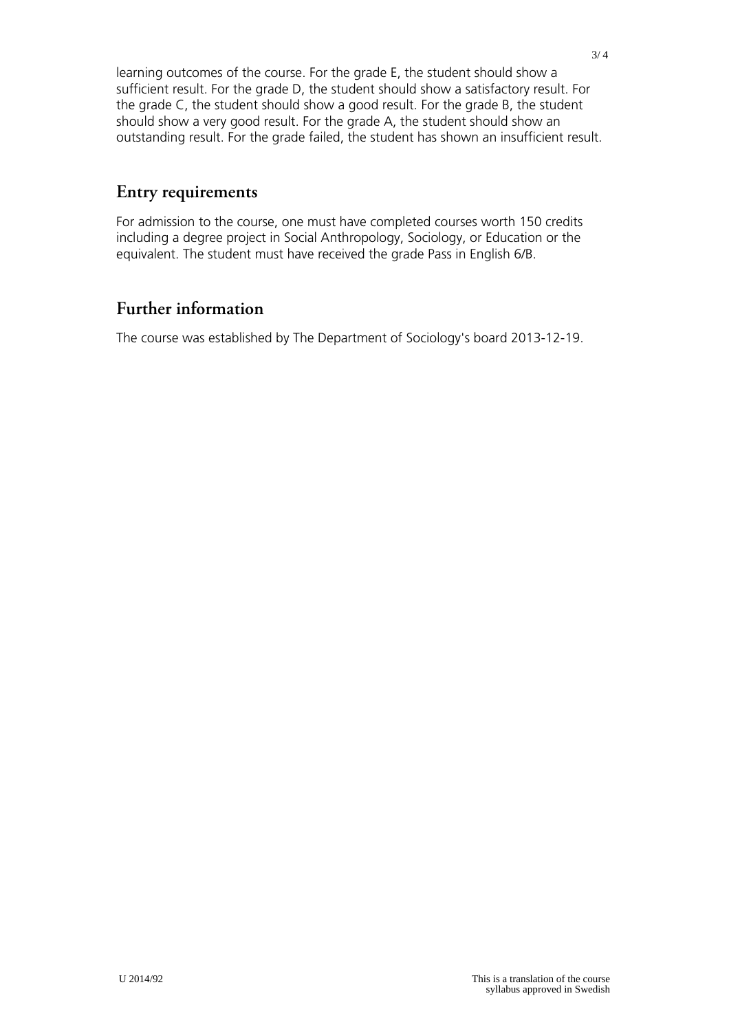learning outcomes of the course. For the grade E, the student should show a sufficient result. For the grade D, the student should show a satisfactory result. For the grade C, the student should show a good result. For the grade B, the student should show a very good result. For the grade A, the student should show an outstanding result. For the grade failed, the student has shown an insufficient result.

## Entry requirements

For admission to the course, one must have completed courses worth 150 credits including a degree project in Social Anthropology, Sociology, or Education or the equivalent. The student must have received the grade Pass in English 6/B.

## Further information

The course was established by The Department of Sociology's board 2013-12-19.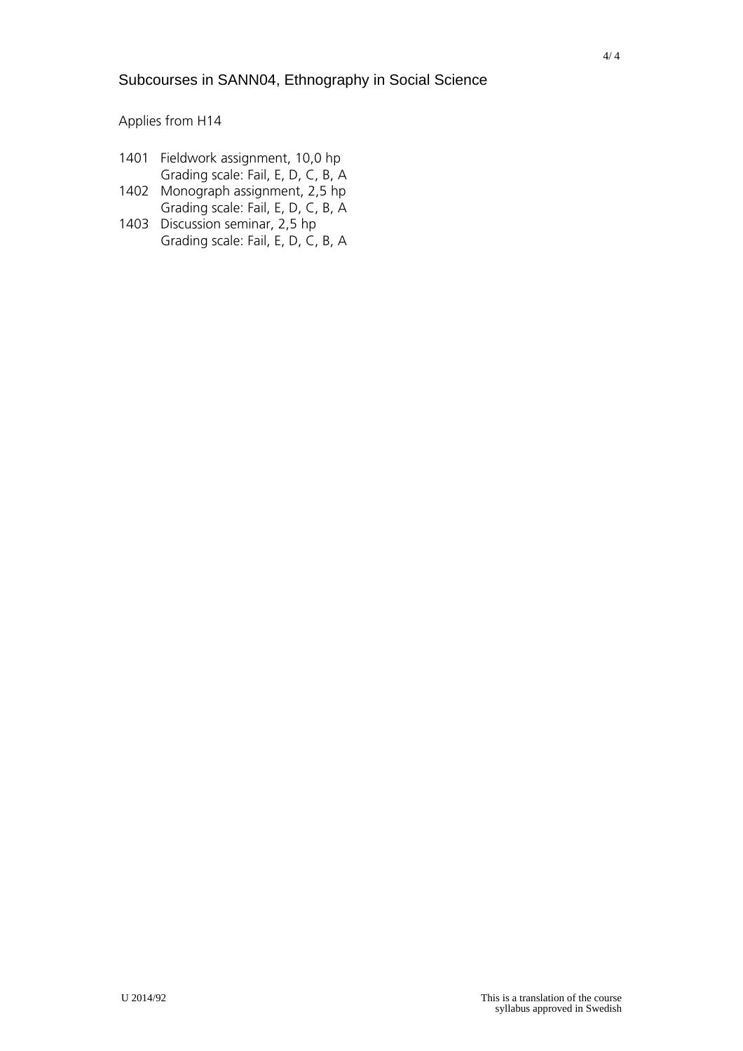## Subcourses in SANN04, Ethnography in Social Science

Applies from H14

1401 Fieldwork assignment, 10,0 hp
Grading scale: Fail, E, D, C, B, A

1402 Monograph assignment, 2,5 hp
Grading scale: Fail, E, D, C, B, A

1403 Discussion seminar, 2,5 hp
Grading scale: Fail, E, D, C, B, A

U 2014/92

This is a translation of the course syllabus approved in Swedish